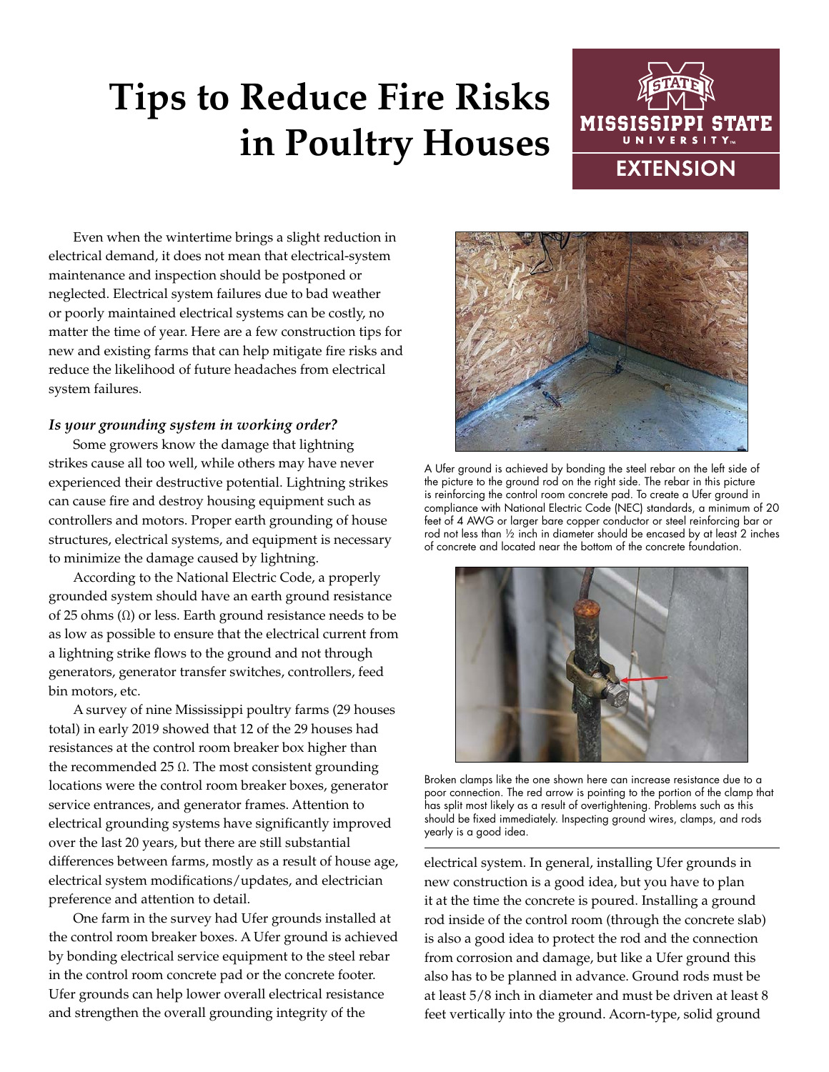# Tips to Reduce Fire Risks in Poultry Houses

Even when the wintertime brings a slight reduction in electrical demand, it does not mean that electrical-system maintenance and inspection should be postponed or neglected. Electrical system failures due to bad weather or poorly maintained electrical systems can be costly, no matter the time of year. Here are a few construction tips for new and existing farms that can help mitigate fire risks and reduce the likelihood of future headaches from electrical system failures.

### *Is your grounding system in working order?*

Some growers know the damage that lightning strikes cause all too well, while others may have never experienced their destructive potential. Lightning strikes can cause fire and destroy housing equipment such as controllers and motors. Proper earth grounding of house structures, electrical systems, and equipment is necessary to minimize the damage caused by lightning.

According to the National Electric Code, a properly grounded system should have an earth ground resistance of 25 ohms (Ω) or less. Earth ground resistance needs to be as low as possible to ensure that the electrical current from a lightning strike flows to the ground and not through generators, generator transfer switches, controllers, feed bin motors, etc.

A survey of nine Mississippi poultry farms (29 houses total) in early 2019 showed that 12 of the 29 houses had resistances at the control room breaker box higher than the recommended 25 Ω. The most consistent grounding locations were the control room breaker boxes, generator service entrances, and generator frames. Attention to electrical grounding systems have significantly improved over the last 20 years, but there are still substantial differences between farms, mostly as a result of house age, electrical system modifications/updates, and electrician preference and attention to detail.

One farm in the survey had Ufer grounds installed at the control room breaker boxes. A Ufer ground is achieved by bonding electrical service equipment to the steel rebar in the control room concrete pad or the concrete footer. Ufer grounds can help lower overall electrical resistance and strengthen the overall grounding integrity of the electrical system. In general, installing Ufer grounds in new construction is a good idea, but you have to plan it at the time the concrete is poured. Installing a ground rod inside of the control room (through the concrete slab) is also a good idea to protect the rod and the connection from corrosion and damage, but like a Ufer ground this also has to be planned in advance. Ground rods must be at least 5/8 inch in diameter and must be driven at least 8 feet vertically into the ground. Acorn-type, solid ground

A Ufer ground is achieved by bonding the steel rebar on the left side of the picture to the ground rod on the right side. The rebar in this picture is reinforcing the control room concrete pad. To create a Ufer ground in compliance with National Electric Code (NEC) standards, a minimum of 20 feet of 4 AWG or larger bare copper conductor or steel reinforcing bar or rod not less than ½ inch in diameter should be encased by at least 2 inches of concrete and located near the bottom of the concrete foundation.

Broken clamps like the one shown here can increase resistance due to a poor connection. The red arrow is pointing to the portion of the clamp that has split most likely as a result of overtightening. Problems such as this should be fixed immediately. Inspecting ground wires, clamps, and rods yearly is a good idea.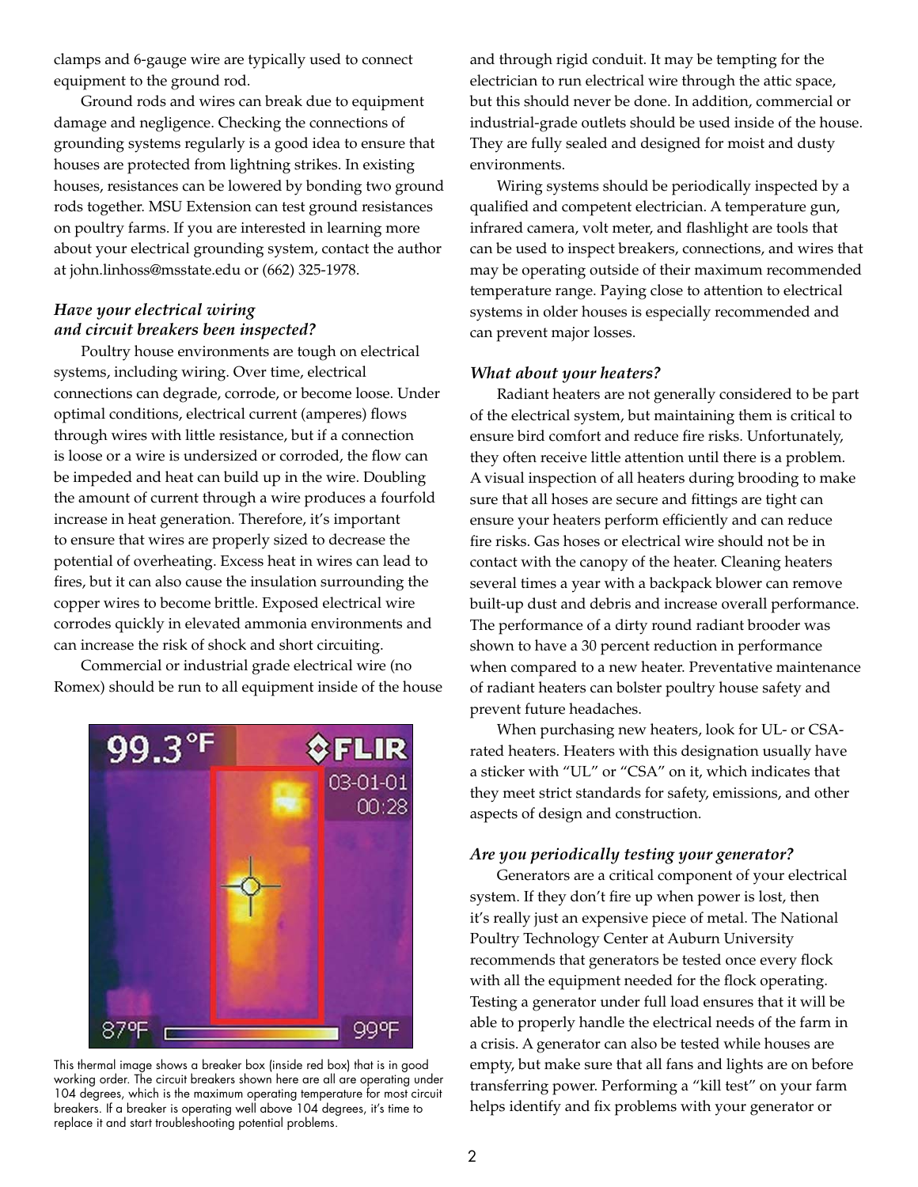clamps and 6-gauge wire are typically used to connect equipment to the ground rod.

Ground rods and wires can break due to equipment damage and negligence. Checking the connections of grounding systems regularly is a good idea to ensure that houses are protected from lightning strikes. In existing houses, resistances can be lowered by bonding two ground rods together. MSU Extension can test ground resistances on poultry farms. If you are interested in learning more about your electrical grounding system, contact the author at john.linhoss@msstate.edu or (662) 325-1978.

### *Have your electrical wiring and circuit breakers been inspected?*

Poultry house environments are tough on electrical systems, including wiring. Over time, electrical connections can degrade, corrode, or become loose. Under optimal conditions, electrical current (amperes) flows through wires with little resistance, but if a connection is loose or a wire is undersized or corroded, the flow can be impeded and heat can build up in the wire. Doubling the amount of current through a wire produces a fourfold increase in heat generation. Therefore, it's important to ensure that wires are properly sized to decrease the potential of overheating. Excess heat in wires can lead to fires, but it can also cause the insulation surrounding the copper wires to become brittle. Exposed electrical wire corrodes quickly in elevated ammonia environments and can increase the risk of shock and short circuiting.

Commercial or industrial grade electrical wire (no Romex) should be run to all equipment inside of the house and through rigid conduit. It may be tempting for the electrician to run electrical wire through the attic space, but this should never be done. In addition, commercial or industrial-grade outlets should be used inside of the house. They are fully sealed and designed for moist and dusty environments.

Wiring systems should be periodically inspected by a qualified and competent electrician. A temperature gun, infrared camera, volt meter, and flashlight are tools that can be used to inspect breakers, connections, and wires that may be operating outside of their maximum recommended temperature range. Paying close to attention to electrical systems in older houses is especially recommended and can prevent major losses.

This thermal image shows a breaker box (inside red box) that is in good working order. The circuit breakers shown here are all are operating under 104 degrees, which is the maximum operating temperature for most circuit breakers. If a breaker is operating well above 104 degrees, it's time to replace it and start troubleshooting potential problems.

### *What about your heaters?*

Radiant heaters are not generally considered to be part of the electrical system, but maintaining them is critical to ensure bird comfort and reduce fire risks. Unfortunately, they often receive little attention until there is a problem. A visual inspection of all heaters during brooding to make sure that all hoses are secure and fittings are tight can ensure your heaters perform efficiently and can reduce fire risks. Gas hoses or electrical wire should not be in contact with the canopy of the heater. Cleaning heaters several times a year with a backpack blower can remove built-up dust and debris and increase overall performance. The performance of a dirty round radiant brooder was shown to have a 30 percent reduction in performance when compared to a new heater. Preventative maintenance of radiant heaters can bolster poultry house safety and prevent future headaches.

When purchasing new heaters, look for UL- or CSA-rated heaters. Heaters with this designation usually have a sticker with "UL" or "CSA" on it, which indicates that they meet strict standards for safety, emissions, and other aspects of design and construction.

### *Are you periodically testing your generator?*

Generators are a critical component of your electrical system. If they don't fire up when power is lost, then it's really just an expensive piece of metal. The National Poultry Technology Center at Auburn University recommends that generators be tested once every flock with all the equipment needed for the flock operating. Testing a generator under full load ensures that it will be able to properly handle the electrical needs of the farm in a crisis. A generator can also be tested while houses are empty, but make sure that all fans and lights are on before transferring power. Performing a "kill test" on your farm helps identify and fix problems with your generator or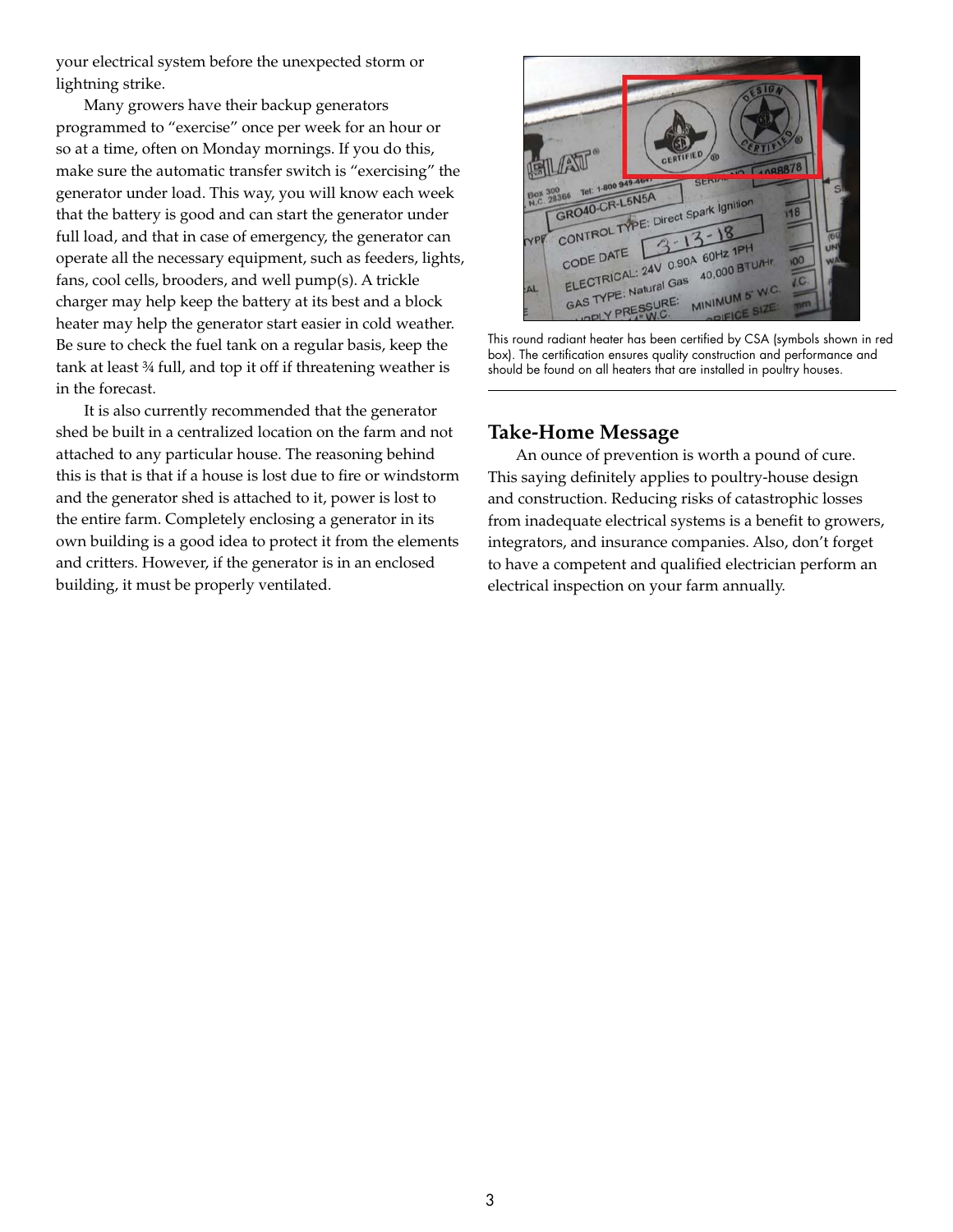your electrical system before the unexpected storm or lightning strike.

Many growers have their backup generators programmed to "exercise" once per week for an hour or so at a time, often on Monday mornings. If you do this, make sure the automatic transfer switch is "exercising" the generator under load. This way, you will know each week that the battery is good and can start the generator under full load, and that in case of emergency, the generator can operate all the necessary equipment, such as feeders, lights, fans, cool cells, brooders, and well pump(s). A trickle charger may help keep the battery at its best and a block heater may help the generator start easier in cold weather. Be sure to check the fuel tank on a regular basis, keep the tank at least ¾ full, and top it off if threatening weather is in the forecast.

It is also currently recommended that the generator shed be built in a centralized location on the farm and not attached to any particular house. The reasoning behind this is that is that if a house is lost due to fire or windstorm and the generator shed is attached to it, power is lost to the entire farm. Completely enclosing a generator in its own building is a good idea to protect it from the elements and critters. However, if the generator is in an enclosed building, it must be properly ventilated.

This round radiant heater has been certified by CSA (symbols shown in red box). The certification ensures quality construction and performance and should be found on all heaters that are installed in poultry houses.

## Take-Home Message

An ounce of prevention is worth a pound of cure. This saying definitely applies to poultry-house design and construction. Reducing risks of catastrophic losses from inadequate electrical systems is a benefit to growers, integrators, and insurance companies. Also, don't forget to have a competent and qualified electrician perform an electrical inspection on your farm annually.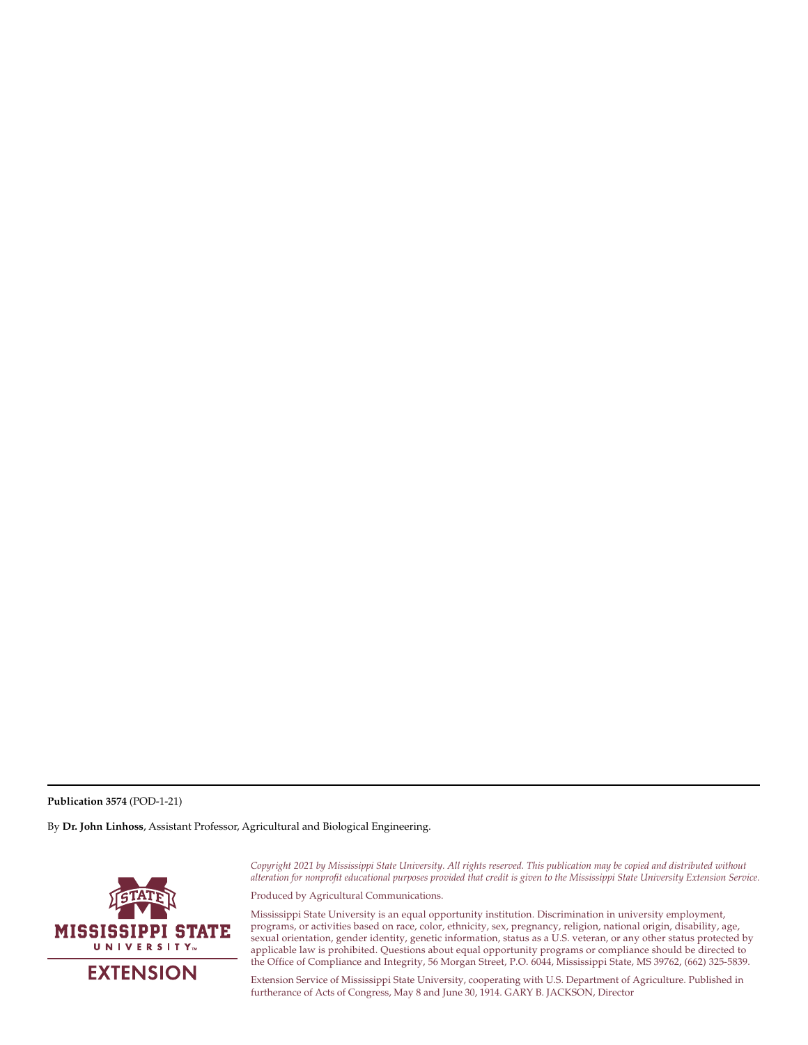**Publication 3574** (POD-1-21)

By **Dr. John Linhoss**, Assistant Professor, Agricultural and Biological Engineering.

*Copyright 2021 by Mississippi State University. All rights reserved. This publication may be copied and distributed without alteration for nonprofit educational purposes provided that credit is given to the Mississippi State University Extension Service.*

Produced by Agricultural Communications.

Mississippi State University is an equal opportunity institution. Discrimination in university employment, programs, or activities based on race, color, ethnicity, sex, pregnancy, religion, national origin, disability, age, sexual orientation, gender identity, genetic information, status as a U.S. veteran, or any other status protected by applicable law is prohibited. Questions about equal opportunity programs or compliance should be directed to the Office of Compliance and Integrity, 56 Morgan Street, P.O. 6044, Mississippi State, MS 39762, (662) 325-5839.

Extension Service of Mississippi State University, cooperating with U.S. Department of Agriculture. Published in furtherance of Acts of Congress, May 8 and June 30, 1914. GARY B. JACKSON, Director